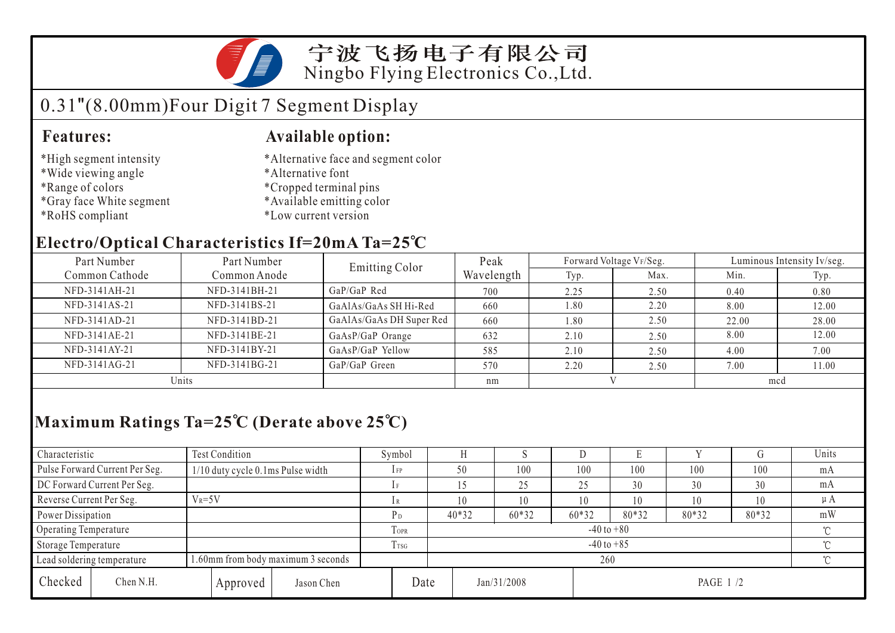# 宁波飞扬电子有限公司
Ningbo Flying Electronics Co.,Ltd.

## 0.31"(8.00mm)Four Digit 7 Segment Display

### Features:

*High segment intensity
*Wide viewing angle
*Range of colors
*Gray face White segment
*RoHS compliant

### Available option:

*Alternative face and segment color
*Alternative font
*Cropped terminal pins
*Available emitting color
*Low current version

### Electro/Optical Characteristics If=20mA Ta=25℃

| Part Number Common Cathode | Part Number Common Anode | Emitting Color | Peak Wavelength | Forward Voltage $V_F$/Seg. | | Luminous Intensity Iv/seg. | |
|---|---|---|---|---|---|---|---|
| | | | | Typ. | Max. | Min. | Typ. |
| NFD-3141AH-21 | NFD-3141BH-21 | GaP/GaP Red | 700 | 2.25 | 2.50 | 0.40 | 0.80 |
| NFD-3141AS-21 | NFD-3141BS-21 | GaAlAs/GaAs SH Hi-Red | 660 | 1.80 | 2.20 | 8.00 | 12.00 |
| NFD-3141AD-21 | NFD-3141BD-21 | GaAlAs/GaAs DH Super Red | 660 | 1.80 | 2.50 | 22.00 | 28.00 |
| NFD-3141AE-21 | NFD-3141BE-21 | GaAsP/GaP Orange | 632 | 2.10 | 2.50 | 8.00 | 12.00 |
| NFD-3141AY-21 | NFD-3141BY-21 | GaAsP/GaP Yellow | 585 | 2.10 | 2.50 | 4.00 | 7.00 |
| NFD-3141AG-21 | NFD-3141BG-21 | GaP/GaP Green | 570 | 2.20 | 2.50 | 7.00 | 11.00 |
| Units | | | nm | V | | mcd | |

### Maximum Ratings Ta=25℃ (Derate above 25℃)

| Characteristic | Test Condition | Symbol | H | S | D | E | Y | G | Units |
|---|---|---|---|---|---|---|---|---|---|
| Pulse Forward Current Per Seg. | 1/10 duty cycle 0.1ms Pulse width | $I_{FP}$ | 50 | 100 | 100 | 100 | 100 | 100 | mA |
| DC Forward Current Per Seg. | | $I_F$ | 15 | 25 | 25 | 30 | 30 | 30 | mA |
| Reverse Current Per Seg. | $V_R$=5V | $I_R$ | 10 | 10 | 10 | 10 | 10 | 10 | μA |
| Power Dissipation | | $P_D$ | 40*32 | 60*32 | 60*32 | 80*32 | 80*32 | 80*32 | mW |
| Operating Temperature | | $T_{OPR}$ | -40 to +80 | | | | | | ℃ |
| Storage Temperature | | $T_{TSG}$ | -40 to +85 | | | | | | ℃ |
| Lead soldering temperature | 1.60mm from body maximum 3 seconds | | 260 | | | | | | ℃ |

| Checked | Chen N.H. | Approved | Jason Chen | Date | Jan/31/2008 |
|---|---|---|---|---|---|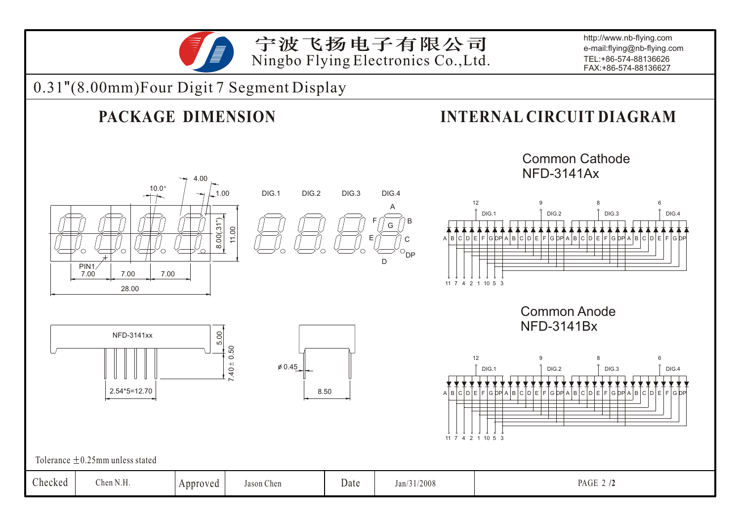宁波飞扬电子有限公司
Ningbo Flying Electronics Co.,Ltd.

http://www.nb-flying.com
e-mail:flying@nb-flying.com
TEL:+86-574-88136626
FAX:+86-574-88136627

# 0.31"(8.00mm)Four Digit 7 Segment Display

## PACKAGE DIMENSION

10.0°
4.00
1.00
8.00(.31")
11.00
PIN1
7.00
7.00
7.00
28.00

DIG.1 DIG.2 DIG.3 DIG.4

A
B
C
D
E
F
G
DP

NFD-3141xx
5.00
7.40 ± 0.50
2.54*5=12.70

ø 0.45
8.50

## INTERNAL CIRCUIT DIAGRAM

Common Cathode
NFD-3141Ax

12 9 8 6
DIG.1 DIG.2 DIG.3 DIG.4
A B C D E F G DP A B C D E F G DP A B C D E F G DP A B C D E F G DP
11 7 4 2 1 10 5 3

Common Anode
NFD-3141Bx

12 9 8 6
DIG.1 DIG.2 DIG.3 DIG.4
A B C D E F G DP A B C D E F G DP A B C D E F G DP A B C D E F G DP
11 7 4 2 1 10 5 3

Tolerance ±0.25mm unless stated

| | | | | | | |
|---|---|---|---|---|---|---|
| Checked | Chen N.H. | Approved | Jason Chen | Date | Jan/31/2008 | PAGE 2 /2 |